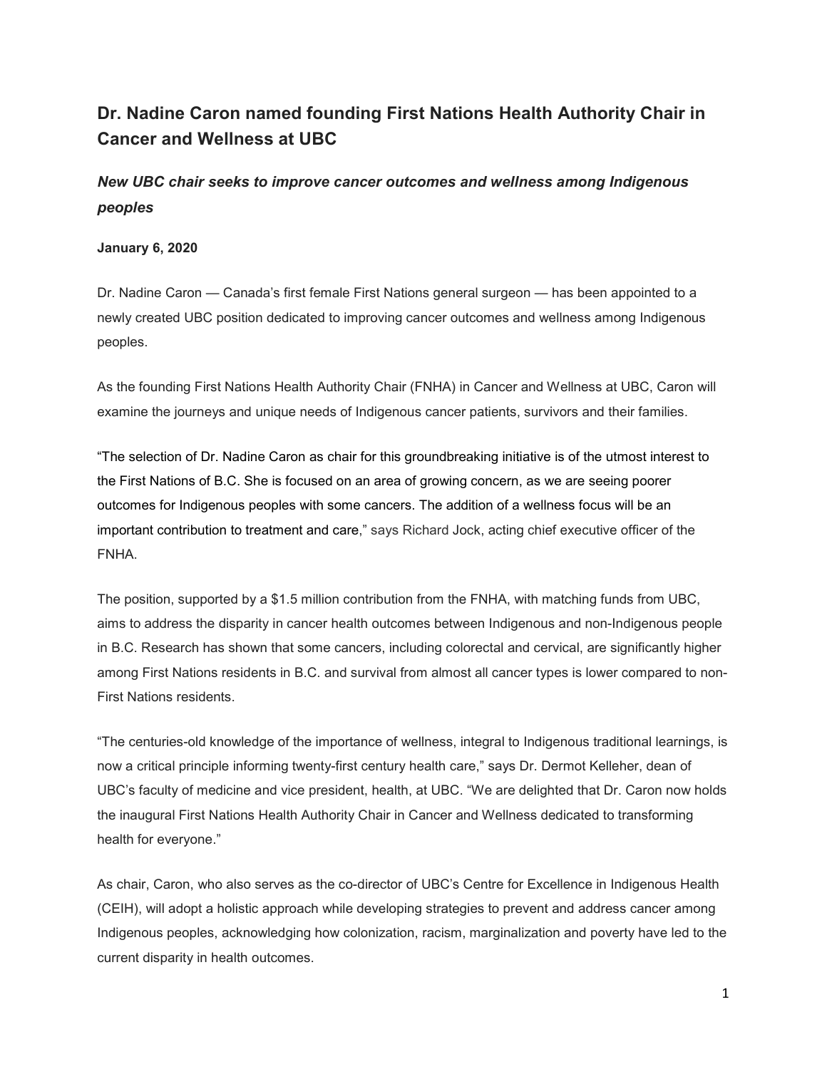# Dr. Nadine Caron named founding First Nations Health Authority Chair in Cancer and Wellness at UBC

## *New UBC chair seeks to improve cancer outcomes and wellness among Indigenous peoples*

**January 6, 2020**

Dr. Nadine Caron — Canada's first female First Nations general surgeon — has been appointed to a newly created UBC position dedicated to improving cancer outcomes and wellness among Indigenous peoples.

As the founding First Nations Health Authority Chair (FNHA) in Cancer and Wellness at UBC, Caron will examine the journeys and unique needs of Indigenous cancer patients, survivors and their families.

"The selection of Dr. Nadine Caron as chair for this groundbreaking initiative is of the utmost interest to the First Nations of B.C. She is focused on an area of growing concern, as we are seeing poorer outcomes for Indigenous peoples with some cancers. The addition of a wellness focus will be an important contribution to treatment and care," says Richard Jock, acting chief executive officer of the FNHA.

The position, supported by a $1.5 million contribution from the FNHA, with matching funds from UBC, aims to address the disparity in cancer health outcomes between Indigenous and non-Indigenous people in B.C. Research has shown that some cancers, including colorectal and cervical, are significantly higher among First Nations residents in B.C. and survival from almost all cancer types is lower compared to non-First Nations residents.

"The centuries-old knowledge of the importance of wellness, integral to Indigenous traditional learnings, is now a critical principle informing twenty-first century health care," says Dr. Dermot Kelleher, dean of UBC's faculty of medicine and vice president, health, at UBC. "We are delighted that Dr. Caron now holds the inaugural First Nations Health Authority Chair in Cancer and Wellness dedicated to transforming health for everyone."

As chair, Caron, who also serves as the co-director of UBC's Centre for Excellence in Indigenous Health (CEIH), will adopt a holistic approach while developing strategies to prevent and address cancer among Indigenous peoples, acknowledging how colonization, racism, marginalization and poverty have led to the current disparity in health outcomes.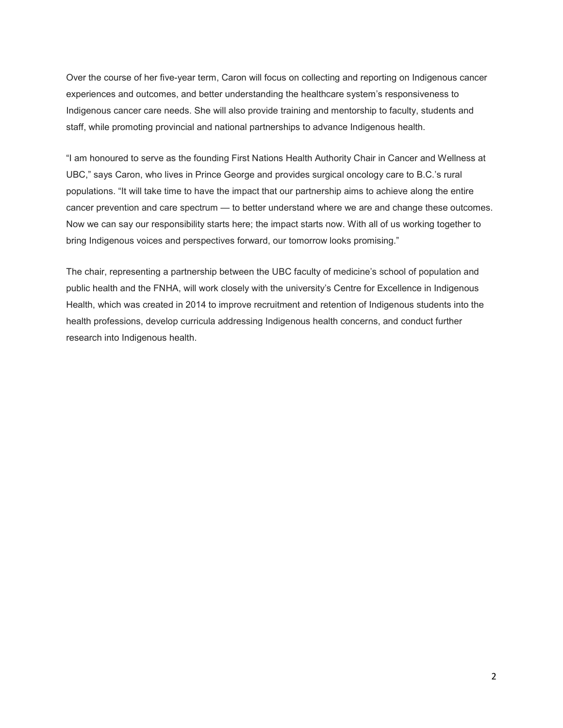Over the course of her five-year term, Caron will focus on collecting and reporting on Indigenous cancer experiences and outcomes, and better understanding the healthcare system's responsiveness to Indigenous cancer care needs. She will also provide training and mentorship to faculty, students and staff, while promoting provincial and national partnerships to advance Indigenous health.

"I am honoured to serve as the founding First Nations Health Authority Chair in Cancer and Wellness at UBC," says Caron, who lives in Prince George and provides surgical oncology care to B.C.'s rural populations. "It will take time to have the impact that our partnership aims to achieve along the entire cancer prevention and care spectrum — to better understand where we are and change these outcomes. Now we can say our responsibility starts here; the impact starts now. With all of us working together to bring Indigenous voices and perspectives forward, our tomorrow looks promising."

The chair, representing a partnership between the UBC faculty of medicine's school of population and public health and the FNHA, will work closely with the university's Centre for Excellence in Indigenous Health, which was created in 2014 to improve recruitment and retention of Indigenous students into the health professions, develop curricula addressing Indigenous health concerns, and conduct further research into Indigenous health.